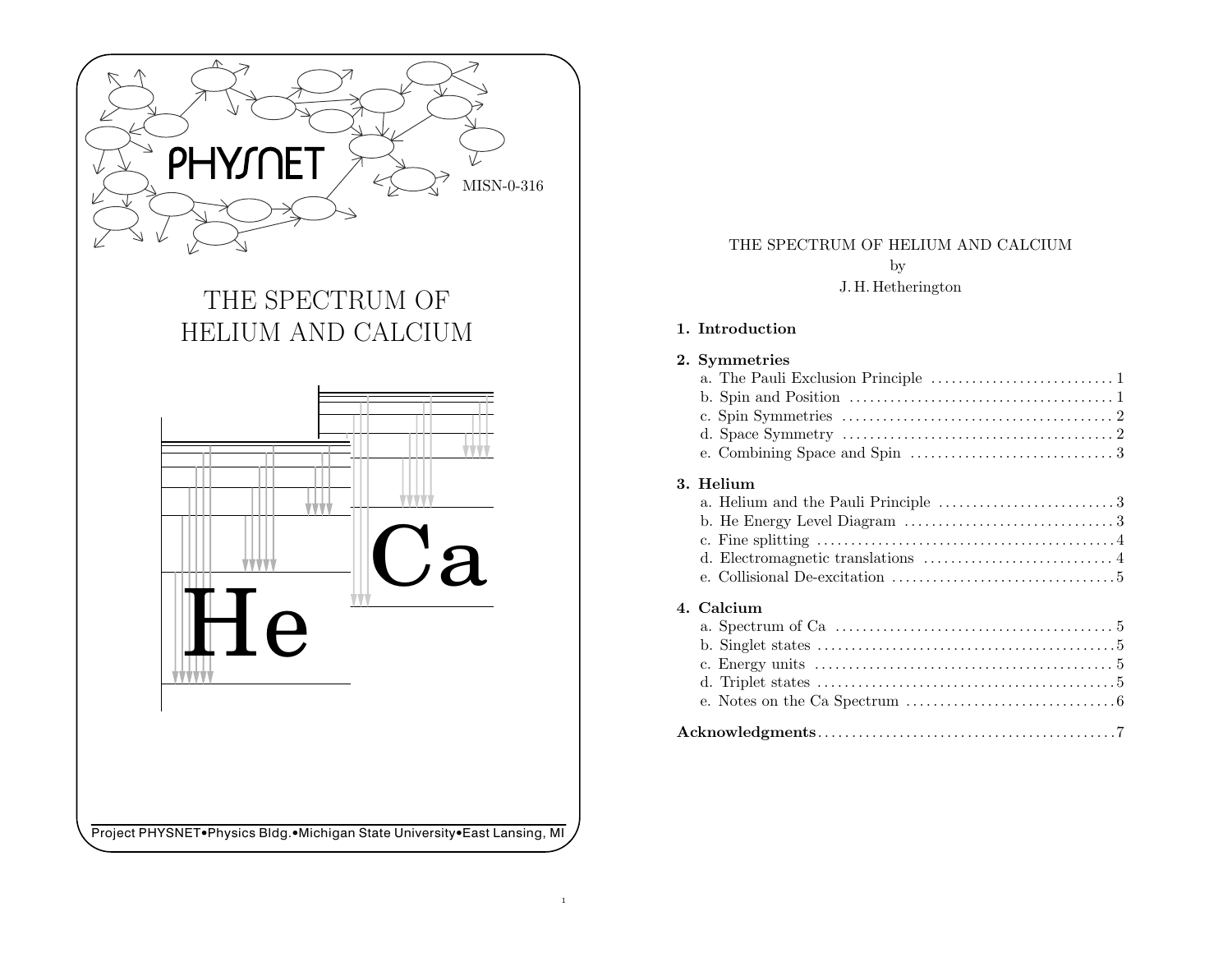MISN-0-316

# THE SPECTRUM OF HELIUM AND CALCIUM

Project PHYSNET•Physics Bldg.•Michigan State University•East Lansing, MI

THE SPECTRUM OF HELIUM AND CALCIUM

by

J. H. Hetherington

**1. Introduction**

**2. Symmetries**

a. The Pauli Exclusion Principle ........................... 1
b. Spin and Position ........................................ 1
c. Spin Symmetries .......................................... 2
d. Space Symmetry ........................................... 2
e. Combining Space and Spin ................................. 3

**3. Helium**

a. Helium and the Pauli Principle ........................... 3
b. He Energy Level Diagram .................................. 3
c. Fine splitting ........................................... 4
d. Electromagnetic translations ............................. 4
e. Collisional De-excitation ................................ 5

**4. Calcium**

a. Spectrum of Ca ........................................... 5
b. Singlet states ........................................... 5
c. Energy units ............................................. 5
d. Triplet states ........................................... 5
e. Notes on the Ca Spectrum ................................. 6

**Acknowledgments** ........................................... 7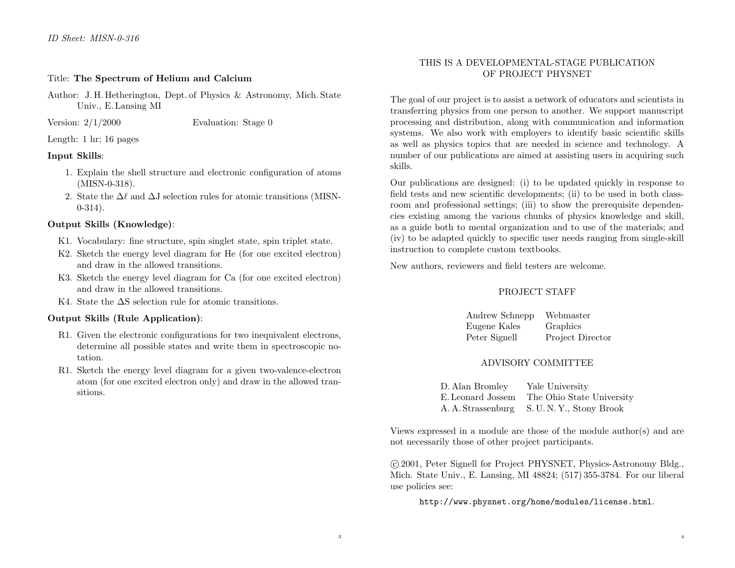*ID Sheet: MISN-0-316*

Title: **The Spectrum of Helium and Calcium**

Author: J. H. Hetherington, Dept. of Physics & Astronomy, Mich. State Univ., E. Lansing MI

Version: 2/1/2000 Evaluation: Stage 0

Length: 1 hr; 16 pages

**Input Skills**:

1. Explain the shell structure and electronic configuration of atoms (MISN-0-318).
2. State the $\Delta\ell$ and $\Delta$J selection rules for atomic transitions (MISN-0-314).

**Output Skills (Knowledge)**:

K1. Vocabulary: fine structure, spin singlet state, spin triplet state.

K2. Sketch the energy level diagram for He (for one excited electron) and draw in the allowed transitions.

K3. Sketch the energy level diagram for Ca (for one excited electron) and draw in the allowed transitions.

K4. State the $\Delta$S selection rule for atomic transitions.

**Output Skills (Rule Application)**:

R1. Given the electronic configurations for two inequivalent electrons, determine all possible states and write them in spectroscopic notation.

R1. Sketch the energy level diagram for a given two-valence-electron atom (for one excited electron only) and draw in the allowed transitions.

THIS IS A DEVELOPMENTAL-STAGE PUBLICATION OF PROJECT PHYSNET

The goal of our project is to assist a network of educators and scientists in transferring physics from one person to another. We support manuscript processing and distribution, along with communication and information systems. We also work with employers to identify basic scientific skills as well as physics topics that are needed in science and technology. A number of our publications are aimed at assisting users in acquiring such skills.

Our publications are designed: (i) to be updated quickly in response to field tests and new scientific developments; (ii) to be used in both classroom and professional settings; (iii) to show the prerequisite dependencies existing among the various chunks of physics knowledge and skill, as a guide both to mental organization and to use of the materials; and (iv) to be adapted quickly to specific user needs ranging from single-skill instruction to complete custom textbooks.

New authors, reviewers and field testers are welcome.

PROJECT STAFF

| | |
|---|---|
| Andrew Schnepp | Webmaster |
| Eugene Kales | Graphics |
| Peter Signell | Project Director |

ADVISORY COMMITTEE

| | |
|---|---|
| D. Alan Bromley | Yale University |
| E. Leonard Jossem | The Ohio State University |
| A. A. Strassenburg | S. U. N. Y., Stony Brook |

Views expressed in a module are those of the module author(s) and are not necessarily those of other project participants.

© 2001, Peter Signell for Project PHYSNET, Physics-Astronomy Bldg., Mich. State Univ., E. Lansing, MI 48824; (517) 355-3784. For our liberal use policies see:

http://www.physnet.org/home/modules/license.html.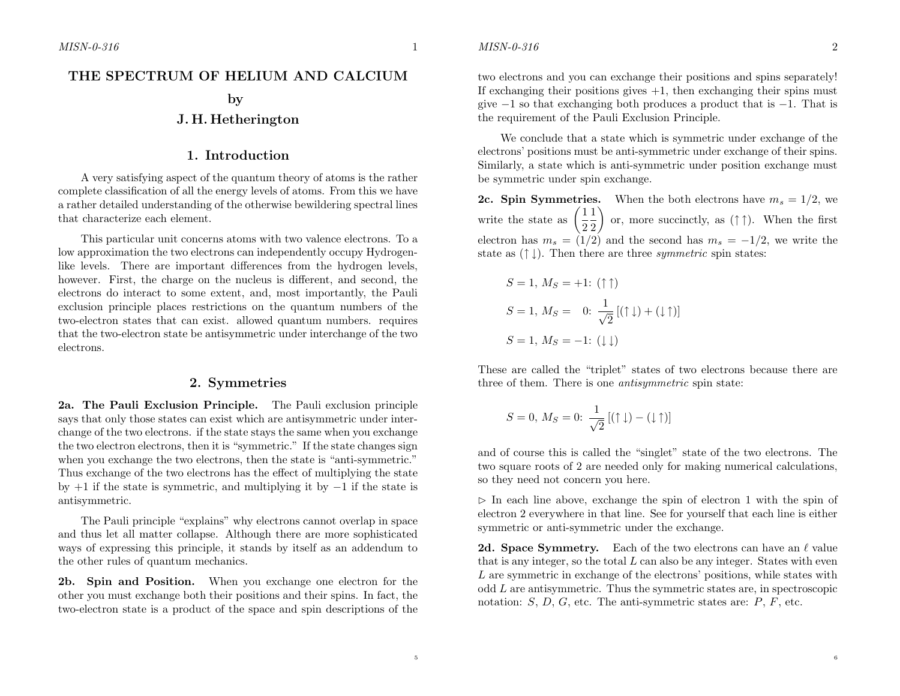# THE SPECTRUM OF HELIUM AND CALCIUM

## by

## J. H. Hetherington

## 1. Introduction

A very satisfying aspect of the quantum theory of atoms is the rather complete classification of all the energy levels of atoms. From this we have a rather detailed understanding of the otherwise bewildering spectral lines that characterize each element.

This particular unit concerns atoms with two valence electrons. To a low approximation the two electrons can independently occupy Hydrogen-like levels. There are important differences from the hydrogen levels, however. First, the charge on the nucleus is different, and second, the electrons do interact to some extent, and, most importantly, the Pauli exclusion principle places restrictions on the quantum numbers of the two-electron states that can exist. allowed quantum numbers. requires that the two-electron state be antisymmetric under interchange of the two electrons.

## 2. Symmetries

**2a. The Pauli Exclusion Principle.** The Pauli exclusion principle says that only those states can exist which are antisymmetric under interchange of the two electrons. if the state stays the same when you exchange the two electron electrons, then it is "symmetric." If the state changes sign when you exchange the two electrons, then the state is "anti-symmetric." Thus exchange of the two electrons has the effect of multiplying the state by $+1$ if the state is symmetric, and multiplying it by $-1$ if the state is antisymmetric.

The Pauli principle "explains" why electrons cannot overlap in space and thus let all matter collapse. Although there are more sophisticated ways of expressing this principle, it stands by itself as an addendum to the other rules of quantum mechanics.

**2b. Spin and Position.** When you exchange one electron for the other you must exchange both their positions and their spins. In fact, the two-electron state is a product of the space and spin descriptions of the two electrons and you can exchange their positions and spins separately! If exchanging their positions gives $+1$, then exchanging their spins must give $-1$ so that exchanging both produces a product that is $-1$. That is the requirement of the Pauli Exclusion Principle.

We conclude that a state which is symmetric under exchange of the electrons' positions must be anti-symmetric under exchange of their spins. Similarly, a state which is anti-symmetric under position exchange must be symmetric under spin exchange.

**2c. Spin Symmetries.** When the both electrons have $m_s = 1/2$, we write the state as $\left(\frac{1}{2}\frac{1}{2}\right)$ or, more succinctly, as $(\uparrow\uparrow)$. When the first electron has $m_s = (1/2)$ and the second has $m_s = -1/2$, we write the state as $(\uparrow\downarrow)$. Then there are three *symmetric* spin states:

$$S = 1,\ M_S = +1\text{: } (\uparrow\uparrow)$$

$$S = 1,\ M_S = \ \ 0\text{: } \frac{1}{\sqrt{2}}\left[(\uparrow\downarrow) + (\downarrow\uparrow)\right]$$

$$S = 1,\ M_S = -1\text{: } (\downarrow\downarrow)$$

These are called the "triplet" states of two electrons because there are three of them. There is one *antisymmetric* spin state:

$$S = 0,\ M_S = 0\text{: } \frac{1}{\sqrt{2}}\left[(\uparrow\downarrow) - (\downarrow\uparrow)\right]$$

and of course this is called the "singlet" state of the two electrons. The two square roots of 2 are needed only for making numerical calculations, so they need not concern you here.

▷ In each line above, exchange the spin of electron 1 with the spin of electron 2 everywhere in that line. See for yourself that each line is either symmetric or anti-symmetric under the exchange.

**2d. Space Symmetry.** Each of the two electrons can have an $\ell$ value that is any integer, so the total $L$ can also be any integer. States with even $L$ are symmetric in exchange of the electrons' positions, while states with odd $L$ are antisymmetric. Thus the symmetric states are, in spectroscopic notation: $S$, $D$, $G$, etc. The anti-symmetric states are: $P$, $F$, etc.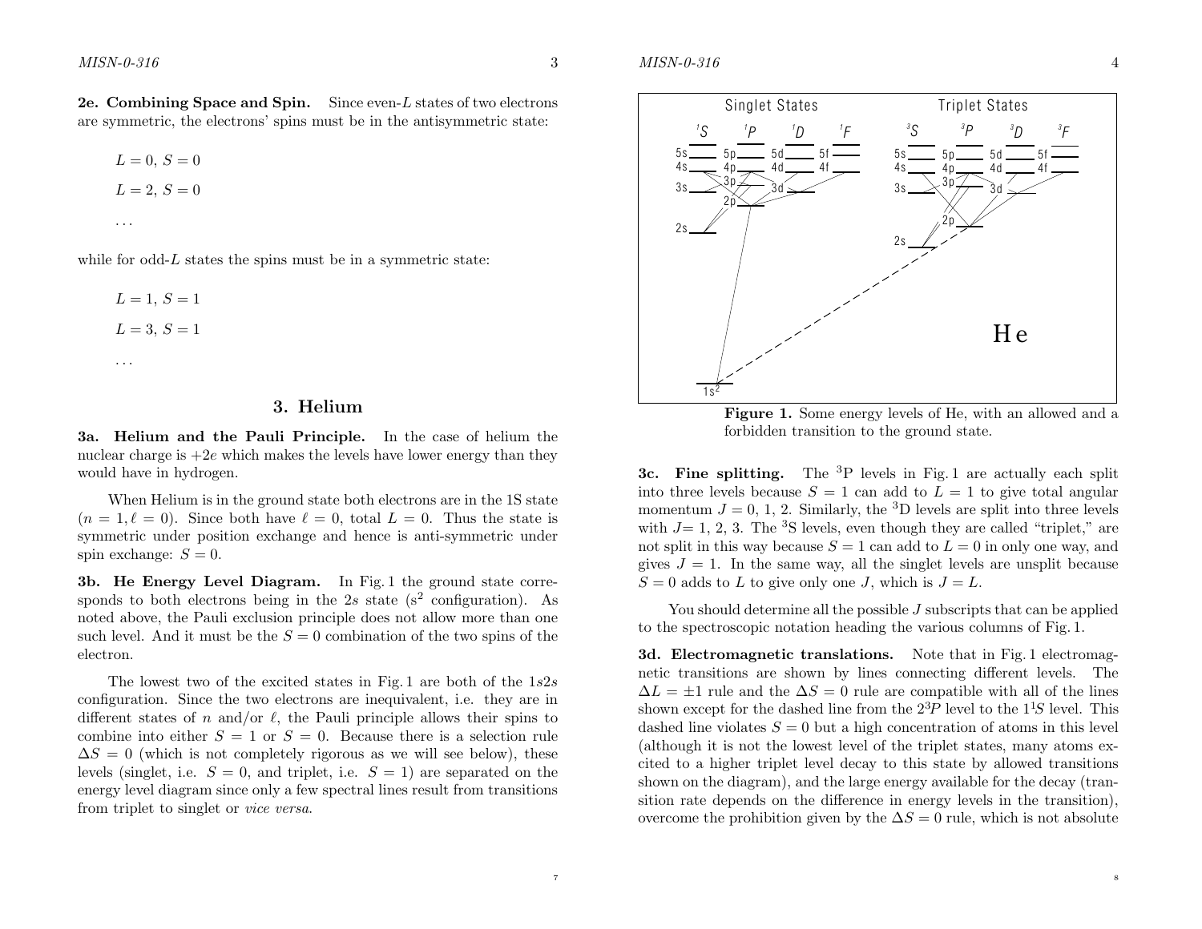**2e. Combining Space and Spin.** Since even-$L$ states of two electrons are symmetric, the electrons' spins must be in the antisymmetric state:

$L = 0$, $S = 0$

$L = 2$, $S = 0$

...

while for odd-$L$ states the spins must be in a symmetric state:

$L = 1$, $S = 1$

$L = 3$, $S = 1$

...

## 3. Helium

**3a. Helium and the Pauli Principle.** In the case of helium the nuclear charge is $+2e$ which makes the levels have lower energy than they would have in hydrogen.

When Helium is in the ground state both electrons are in the 1S state ($n = 1, \ell = 0$). Since both have $\ell = 0$, total $L = 0$. Thus the state is symmetric under position exchange and hence is anti-symmetric under spin exchange: $S = 0$.

**3b. He Energy Level Diagram.** In Fig. 1 the ground state corresponds to both electrons being in the $2s$ state ($s^2$ configuration). As noted above, the Pauli exclusion principle does not allow more than one such level. And it must be the $S = 0$ combination of the two spins of the electron.

The lowest two of the excited states in Fig. 1 are both of the $1s2s$ configuration. Since the two electrons are inequivalent, i.e. they are in different states of $n$ and/or $\ell$, the Pauli principle allows their spins to combine into either $S = 1$ or $S = 0$. Because there is a selection rule $\Delta S = 0$ (which is not completely rigorous as we will see below), these levels (singlet, i.e. $S = 0$, and triplet, i.e. $S = 1$) are separated on the energy level diagram since only a few spectral lines result from transitions from triplet to singlet or *vice versa*.

**Figure 1.** Some energy levels of He, with an allowed and a forbidden transition to the ground state.

**3c. Fine splitting.** The $^3$P levels in Fig. 1 are actually each split into three levels because $S = 1$ can add to $L = 1$ to give total angular momentum $J = 0$, 1, 2. Similarly, the $^3$D levels are split into three levels with $J$= 1, 2, 3. The $^3$S levels, even though they are called "triplet," are not split in this way because $S = 1$ can add to $L = 0$ in only one way, and gives $J = 1$. In the same way, all the singlet levels are unsplit because $S = 0$ adds to $L$ to give only one $J$, which is $J = L$.

You should determine all the possible $J$ subscripts that can be applied to the spectroscopic notation heading the various columns of Fig. 1.

**3d. Electromagnetic translations.** Note that in Fig. 1 electromagnetic transitions are shown by lines connecting different levels. The $\Delta L = \pm 1$ rule and the $\Delta S = 0$ rule are compatible with all of the lines shown except for the dashed line from the $2^3P$ level to the $1^1S$ level. This dashed line violates $S = 0$ but a high concentration of atoms in this level (although it is not the lowest level of the triplet states, many atoms excited to a higher triplet level decay to this state by allowed transitions shown on the diagram), and the large energy available for the decay (transition rate depends on the difference in energy levels in the transition), overcome the prohibition given by the $\Delta S = 0$ rule, which is not absolute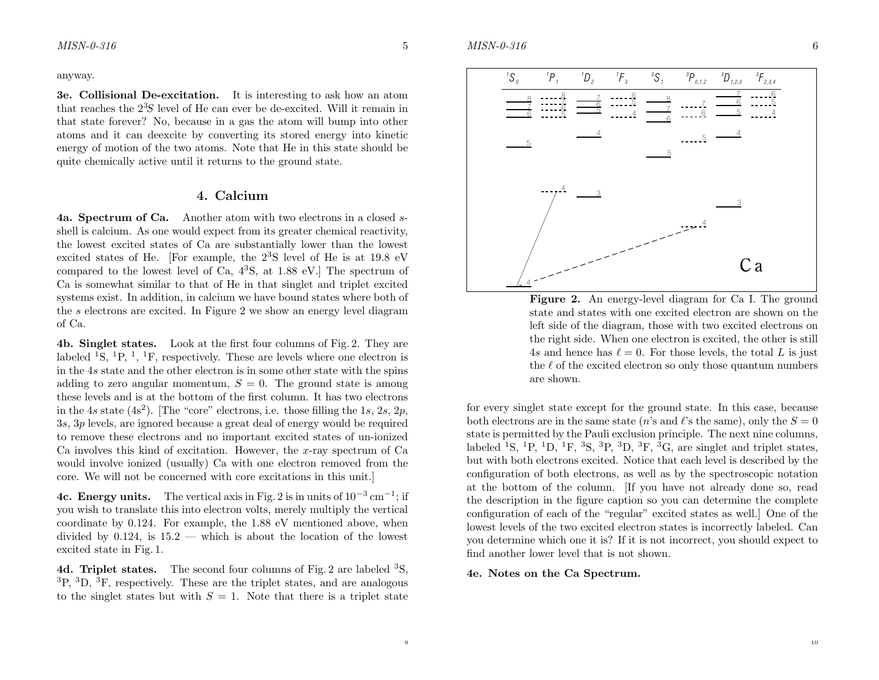anyway.

**3e. Collisional De-excitation.** It is interesting to ask how an atom that reaches the $2^3S$ level of He can ever be de-excited. Will it remain in that state forever? No, because in a gas the atom will bump into other atoms and it can deexcite by converting its stored energy into kinetic energy of motion of the two atoms. Note that He in this state should be quite chemically active until it returns to the ground state.

## 4. Calcium

**4a. Spectrum of Ca.** Another atom with two electrons in a closed *s*-shell is calcium. As one would expect from its greater chemical reactivity, the lowest excited states of Ca are substantially lower than the lowest excited states of He. [For example, the $2^3$S level of He is at 19.8 eV compared to the lowest level of Ca, $4^3$S, at 1.88 eV.] The spectrum of Ca is somewhat similar to that of He in that singlet and triplet excited systems exist. In addition, in calcium we have bound states where both of the *s* electrons are excited. In Figure 2 we show an energy level diagram of Ca.

**4b. Singlet states.** Look at the first four columns of Fig. 2. They are labeled $^1$S, $^1$P, $^1$, $^1$F, respectively. These are levels where one electron is in the 4*s* state and the other electron is in some other state with the spins adding to zero angular momentum, $S = 0$. The ground state is among these levels and is at the bottom of the first column. It has two electrons in the 4*s* state ($4s^2$). [The "core" electrons, i.e. those filling the 1*s*, 2*s*, 2*p*, 3*s*, 3*p* levels, are ignored because a great deal of energy would be required to remove these electrons and no important excited states of un-ionized Ca involves this kind of excitation. However, the *x*-ray spectrum of Ca would involve ionized (usually) Ca with one electron removed from the core. We will not be concerned with core excitations in this unit.]

**4c. Energy units.** The vertical axis in Fig. 2 is in units of $10^{-3}\,\text{cm}^{-1}$; if you wish to translate this into electron volts, merely multiply the vertical coordinate by 0.124. For example, the 1.88 eV mentioned above, when divided by 0.124, is 15.2 — which is about the location of the lowest excited state in Fig. 1.

**4d. Triplet states.** The second four columns of Fig. 2 are labeled $^3$S, $^3$P, $^3$D, $^3$F, respectively. These are the triplet states, and are analogous to the singlet states but with $S = 1$. Note that there is a triplet state for every singlet state except for the ground state. In this case, because both electrons are in the same state ($n$'s and $\ell$'s the same), only the $S = 0$ state is permitted by the Pauli exclusion principle. The next nine columns, labeled $^1$S, $^1$P, $^1$D, $^1$F, $^3$S, $^3$P, $^3$D, $^3$F, $^3$G, are singlet and triplet states, but with both electrons excited. Notice that each level is described by the configuration of both electrons, as well as by the spectroscopic notation at the bottom of the column. [If you have not already done so, read the description in the figure caption so you can determine the complete configuration of each of the "regular" excited states as well.] One of the lowest levels of the two excited electron states is incorrectly labeled. Can you determine which one it is? If it is not incorrect, you should expect to find another lower level that is not shown.

**Figure 2.** An energy-level diagram for Ca I. The ground state and states with one excited electron are shown on the left side of the diagram, those with two excited electrons on the right side. When one electron is excited, the other is still 4*s* and hence has $\ell = 0$. For those levels, the total $L$ is just the $\ell$ of the excited electron so only those quantum numbers are shown.

**4e. Notes on the Ca Spectrum.**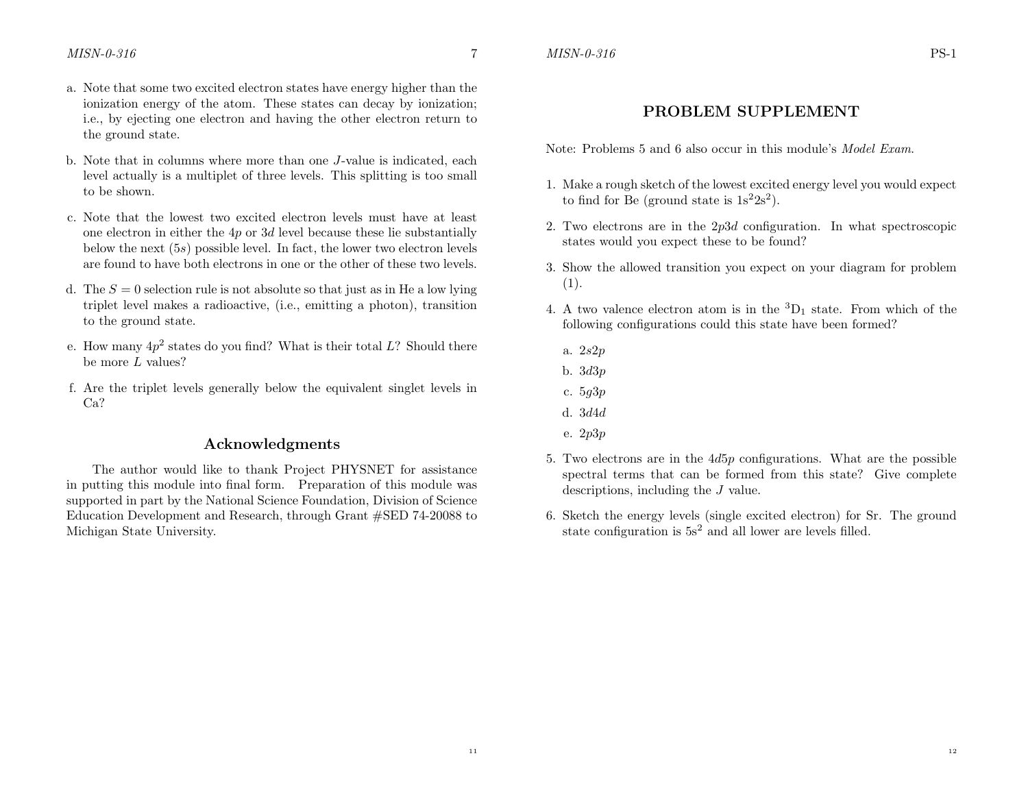a. Note that some two excited electron states have energy higher than the ionization energy of the atom. These states can decay by ionization; i.e., by ejecting one electron and having the other electron return to the ground state.

b. Note that in columns where more than one $J$-value is indicated, each level actually is a multiplet of three levels. This splitting is too small to be shown.

c. Note that the lowest two excited electron levels must have at least one electron in either the $4p$ or $3d$ level because these lie substantially below the next ($5s$) possible level. In fact, the lower two electron levels are found to have both electrons in one or the other of these two levels.

d. The $S = 0$ selection rule is not absolute so that just as in He a low lying triplet level makes a radioactive, (i.e., emitting a photon), transition to the ground state.

e. How many $4p^2$ states do you find? What is their total $L$? Should there be more $L$ values?

f. Are the triplet levels generally below the equivalent singlet levels in Ca?

## Acknowledgments

The author would like to thank Project PHYSNET for assistance in putting this module into final form. Preparation of this module was supported in part by the National Science Foundation, Division of Science Education Development and Research, through Grant #SED 74-20088 to Michigan State University.

## PROBLEM SUPPLEMENT

Note: Problems 5 and 6 also occur in this module's *Model Exam*.

1. Make a rough sketch of the lowest excited energy level you would expect to find for Be (ground state is $1s^2 2s^2$).

2. Two electrons are in the $2p3d$ configuration. In what spectroscopic states would you expect these to be found?

3. Show the allowed transition you expect on your diagram for problem (1).

4. A two valence electron atom is in the $^3D_1$ state. From which of the following configurations could this state have been formed?

   a. $2s2p$

   b. $3d3p$

   c. $5g3p$

   d. $3d4d$

   e. $2p3p$

5. Two electrons are in the $4d5p$ configurations. What are the possible spectral terms that can be formed from this state? Give complete descriptions, including the $J$ value.

6. Sketch the energy levels (single excited electron) for Sr. The ground state configuration is $5s^2$ and all lower are levels filled.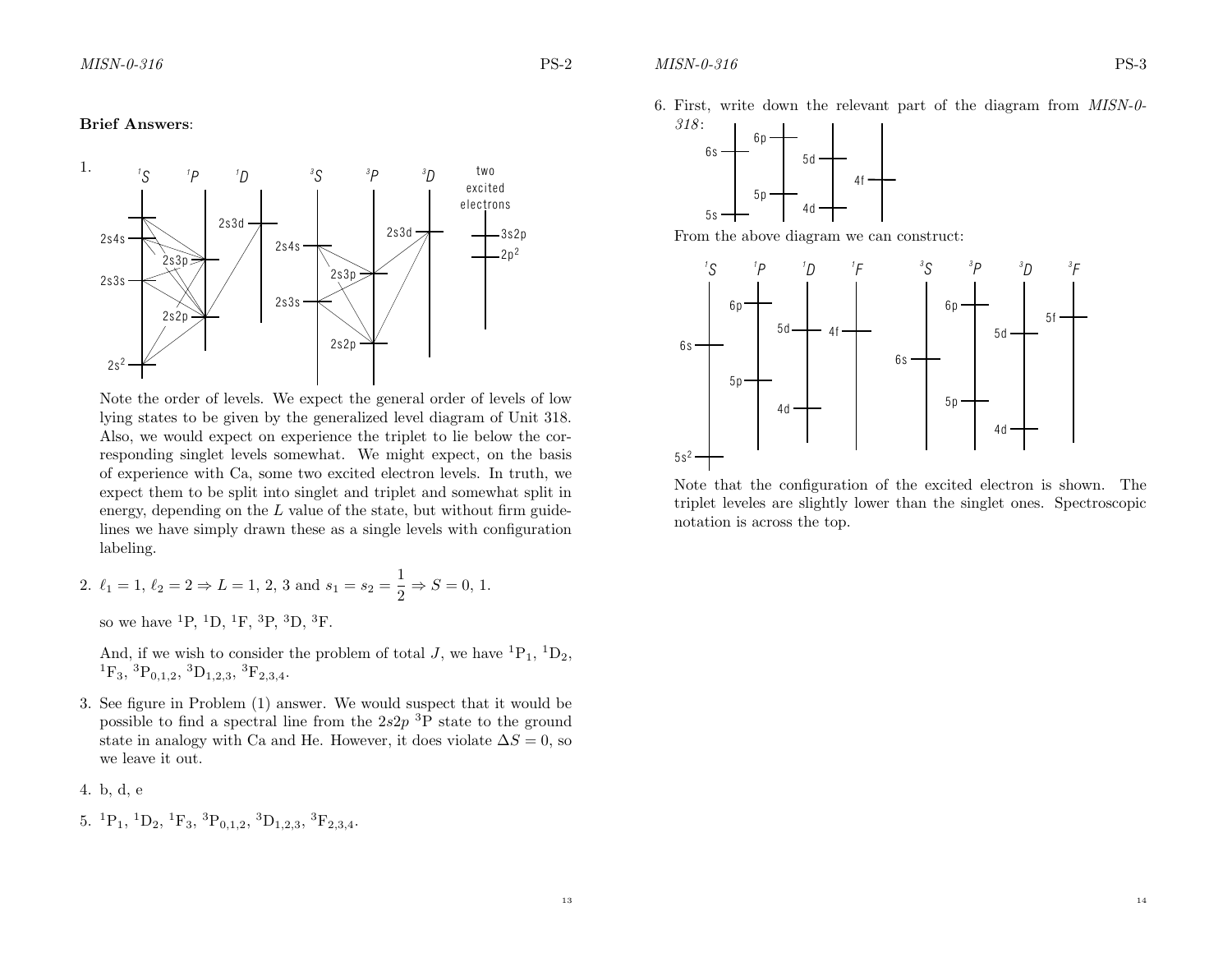**Brief Answers**:

1. 

Note the order of levels. We expect the general order of levels of low lying states to be given by the generalized level diagram of Unit 318. Also, we would expect on experience the triplet to lie below the corresponding singlet levels somewhat. We might expect, on the basis of experience with Ca, some two excited electron levels. In truth, we expect them to be split into singlet and triplet and somewhat split in energy, depending on the $L$ value of the state, but without firm guidelines we have simply drawn these as a single levels with configuration labeling.

2. $\ell_1 = 1$, $\ell_2 = 2 \Rightarrow L = 1, 2, 3$ and $s_1 = s_2 = \dfrac{1}{2} \Rightarrow S = 0, 1$.

   so we have $^1$P, $^1$D, $^1$F, $^3$P, $^3$D, $^3$F.

   And, if we wish to consider the problem of total $J$, we have $^1\text{P}_1$, $^1\text{D}_2$, $^1\text{F}_3$, $^3\text{P}_{0,1,2}$, $^3\text{D}_{1,2,3}$, $^3\text{F}_{2,3,4}$.

3. See figure in Problem (1) answer. We would suspect that it would be possible to find a spectral line from the $2s2p$ $^3$P state to the ground state in analogy with Ca and He. However, it does violate $\Delta S = 0$, so we leave it out.

4. b, d, e

5. $^1\text{P}_1$, $^1\text{D}_2$, $^1\text{F}_3$, $^3\text{P}_{0,1,2}$, $^3\text{D}_{1,2,3}$, $^3\text{F}_{2,3,4}$.

6. First, write down the relevant part of the diagram from *MISN-0-318*:

   From the above diagram we can construct:

   Note that the configuration of the excited electron is shown. The triplet leveles are slightly lower than the singlet ones. Spectroscopic notation is across the top.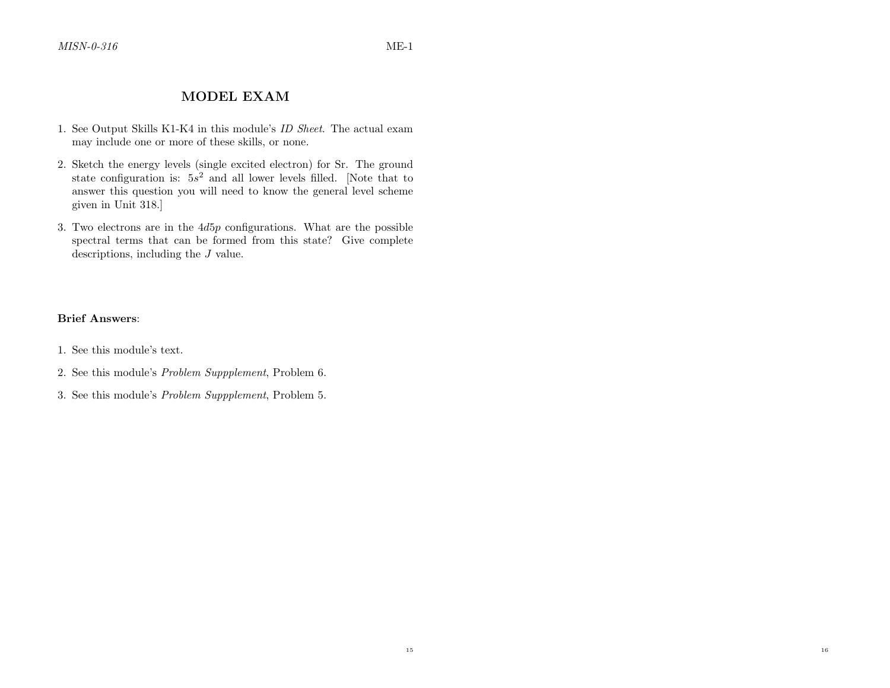## MODEL EXAM

1. See Output Skills K1-K4 in this module's *ID Sheet*. The actual exam may include one or more of these skills, or none.

2. Sketch the energy levels (single excited electron) for Sr. The ground state configuration is: $5s^2$ and all lower levels filled. [Note that to answer this question you will need to know the general level scheme given in Unit 318.]

3. Two electrons are in the $4d5p$ configurations. What are the possible spectral terms that can be formed from this state? Give complete descriptions, including the $J$ value.

**Brief Answers**:

1. See this module's text.

2. See this module's *Problem Suppplement*, Problem 6.

3. See this module's *Problem Suppplement*, Problem 5.